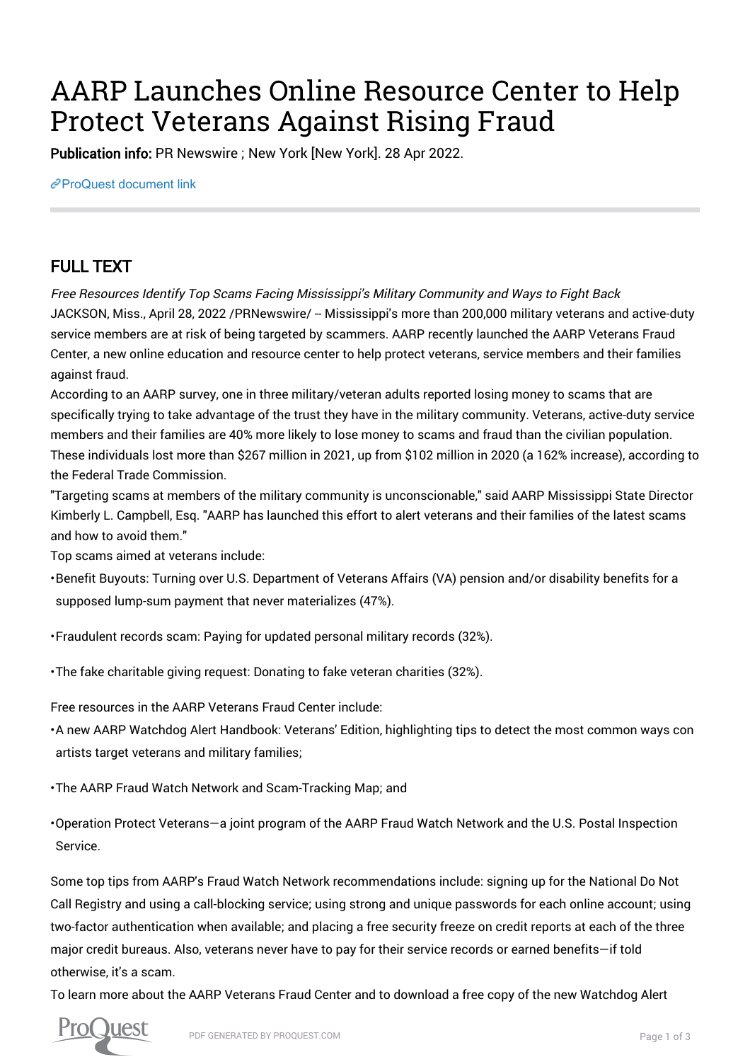# AARP Launches Online Resource Center to Help Protect Veterans Against Rising Fraud

**Publication info:** PR Newswire ; New York [New York]. 28 Apr 2022.

ProQuest document link

## FULL TEXT

*Free Resources Identify Top Scams Facing Mississippi's Military Community and Ways to Fight Back*

JACKSON, Miss., April 28, 2022 /PRNewswire/ -- Mississippi's more than 200,000 military veterans and active-duty service members are at risk of being targeted by scammers. AARP recently launched the AARP Veterans Fraud Center, a new online education and resource center to help protect veterans, service members and their families against fraud.

According to an AARP survey, one in three military/veteran adults reported losing money to scams that are specifically trying to take advantage of the trust they have in the military community. Veterans, active-duty service members and their families are 40% more likely to lose money to scams and fraud than the civilian population. These individuals lost more than $267 million in 2021, up from $102 million in 2020 (a 162% increase), according to the Federal Trade Commission.

"Targeting scams at members of the military community is unconscionable," said AARP Mississippi State Director Kimberly L. Campbell, Esq. "AARP has launched this effort to alert veterans and their families of the latest scams and how to avoid them."

Top scams aimed at veterans include:

- Benefit Buyouts: Turning over U.S. Department of Veterans Affairs (VA) pension and/or disability benefits for a supposed lump-sum payment that never materializes (47%).
- Fraudulent records scam: Paying for updated personal military records (32%).
- The fake charitable giving request: Donating to fake veteran charities (32%).

Free resources in the AARP Veterans Fraud Center include:

- A new AARP Watchdog Alert Handbook: Veterans' Edition, highlighting tips to detect the most common ways con artists target veterans and military families;
- The AARP Fraud Watch Network and Scam-Tracking Map; and
- Operation Protect Veterans—a joint program of the AARP Fraud Watch Network and the U.S. Postal Inspection Service.

Some top tips from AARP's Fraud Watch Network recommendations include: signing up for the National Do Not Call Registry and using a call-blocking service; using strong and unique passwords for each online account; using two-factor authentication when available; and placing a free security freeze on credit reports at each of the three major credit bureaus. Also, veterans never have to pay for their service records or earned benefits—if told otherwise, it's a scam.

To learn more about the AARP Veterans Fraud Center and to download a free copy of the new Watchdog Alert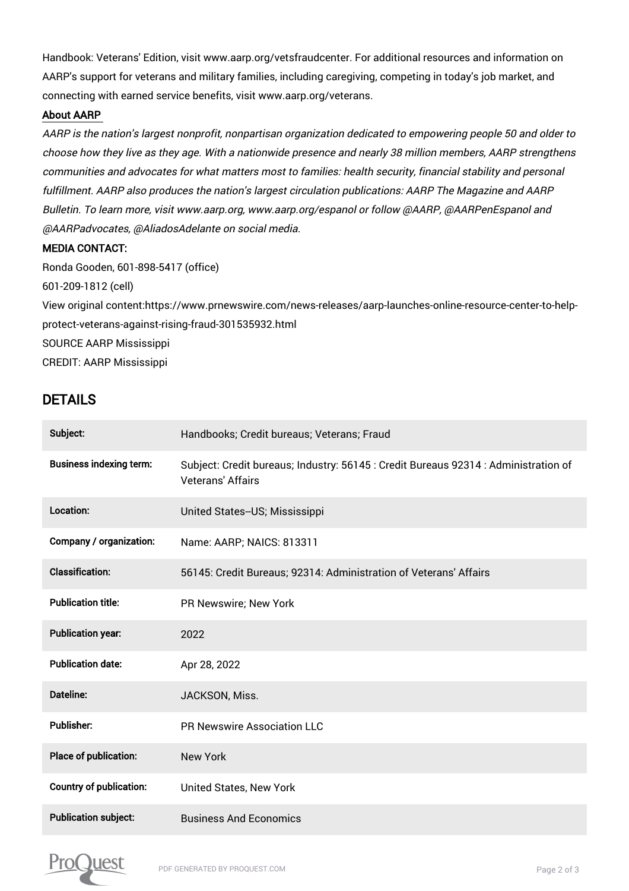Handbook: Veterans' Edition, visit www.aarp.org/vetsfraudcenter. For additional resources and information on AARP's support for veterans and military families, including caregiving, competing in today's job market, and connecting with earned service benefits, visit www.aarp.org/veterans.

**About AARP**

*AARP is the nation's largest nonprofit, nonpartisan organization dedicated to empowering people 50 and older to choose how they live as they age. With a nationwide presence and nearly 38 million members, AARP strengthens communities and advocates for what matters most to families: health security, financial stability and personal fulfillment. AARP also produces the nation's largest circulation publications: AARP The Magazine and AARP Bulletin. To learn more, visit www.aarp.org, www.aarp.org/espanol or follow @AARP, @AARPenEspanol and @AARPadvocates, @AliadosAdelante on social media.*

**MEDIA CONTACT:**

Ronda Gooden, 601-898-5417 (office)

601-209-1812 (cell)

View original content:https://www.prnewswire.com/news-releases/aarp-launches-online-resource-center-to-help-protect-veterans-against-rising-fraud-301535932.html

SOURCE AARP Mississippi

CREDIT: AARP Mississippi

## DETAILS

| | |
|---|---|
| **Subject:** | Handbooks; Credit bureaus; Veterans; Fraud |
| **Business indexing term:** | Subject: Credit bureaus; Industry: 56145 : Credit Bureaus 92314 : Administration of Veterans' Affairs |
| **Location:** | United States--US; Mississippi |
| **Company / organization:** | Name: AARP; NAICS: 813311 |
| **Classification:** | 56145: Credit Bureaus; 92314: Administration of Veterans' Affairs |
| **Publication title:** | PR Newswire; New York |
| **Publication year:** | 2022 |
| **Publication date:** | Apr 28, 2022 |
| **Dateline:** | JACKSON, Miss. |
| **Publisher:** | PR Newswire Association LLC |
| **Place of publication:** | New York |
| **Country of publication:** | United States, New York |
| **Publication subject:** | Business And Economics |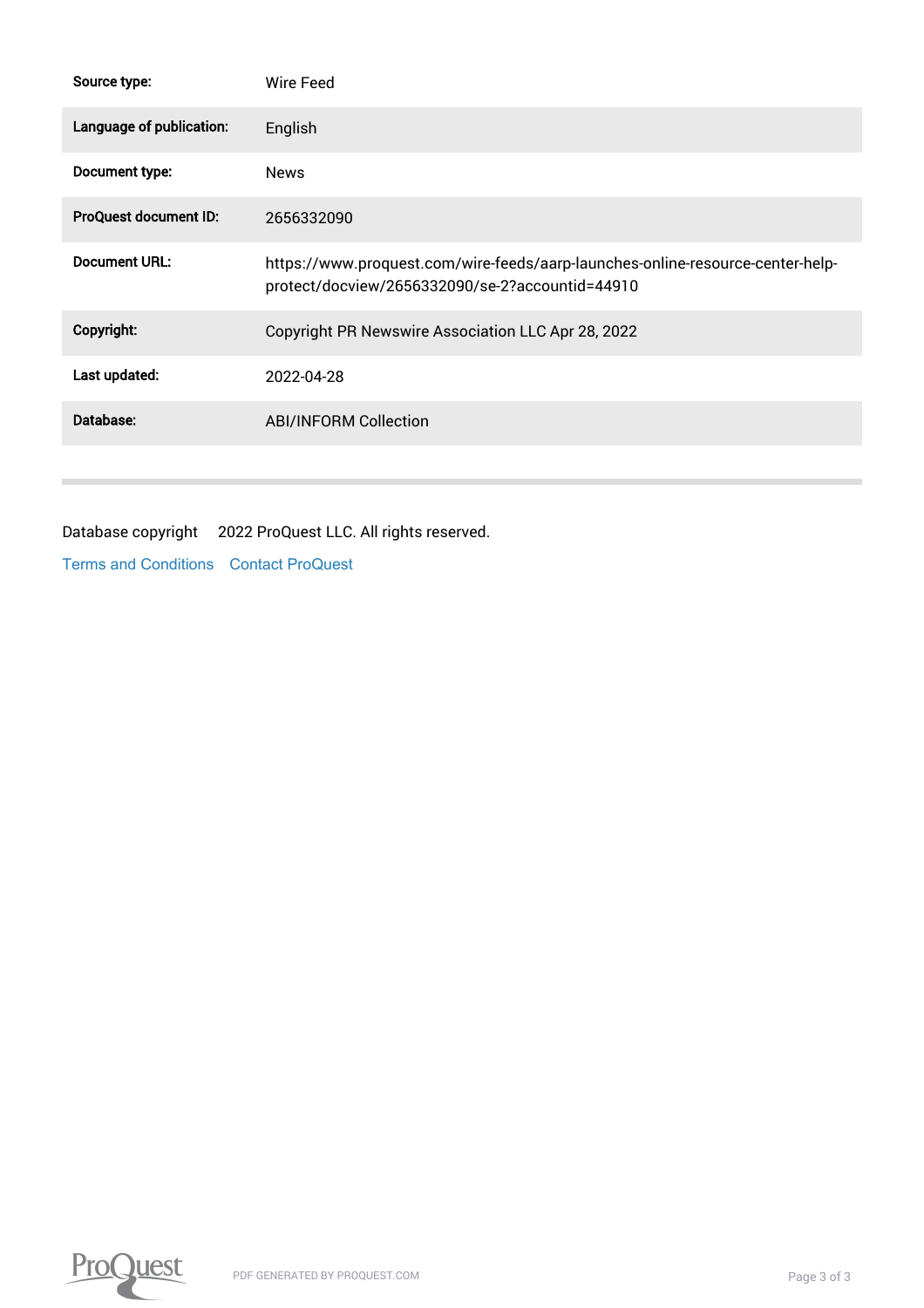| | |
|---|---|
| **Source type:** | Wire Feed |
| **Language of publication:** | English |
| **Document type:** | News |
| **ProQuest document ID:** | 2656332090 |
| **Document URL:** | https://www.proquest.com/wire-feeds/aarp-launches-online-resource-center-help-protect/docview/2656332090/se-2?accountid=44910 |
| **Copyright:** | Copyright PR Newswire Association LLC Apr 28, 2022 |
| **Last updated:** | 2022-04-28 |
| **Database:** | ABI/INFORM Collection |

Database copyright 2022 ProQuest LLC. All rights reserved.

Terms and Conditions Contact ProQuest